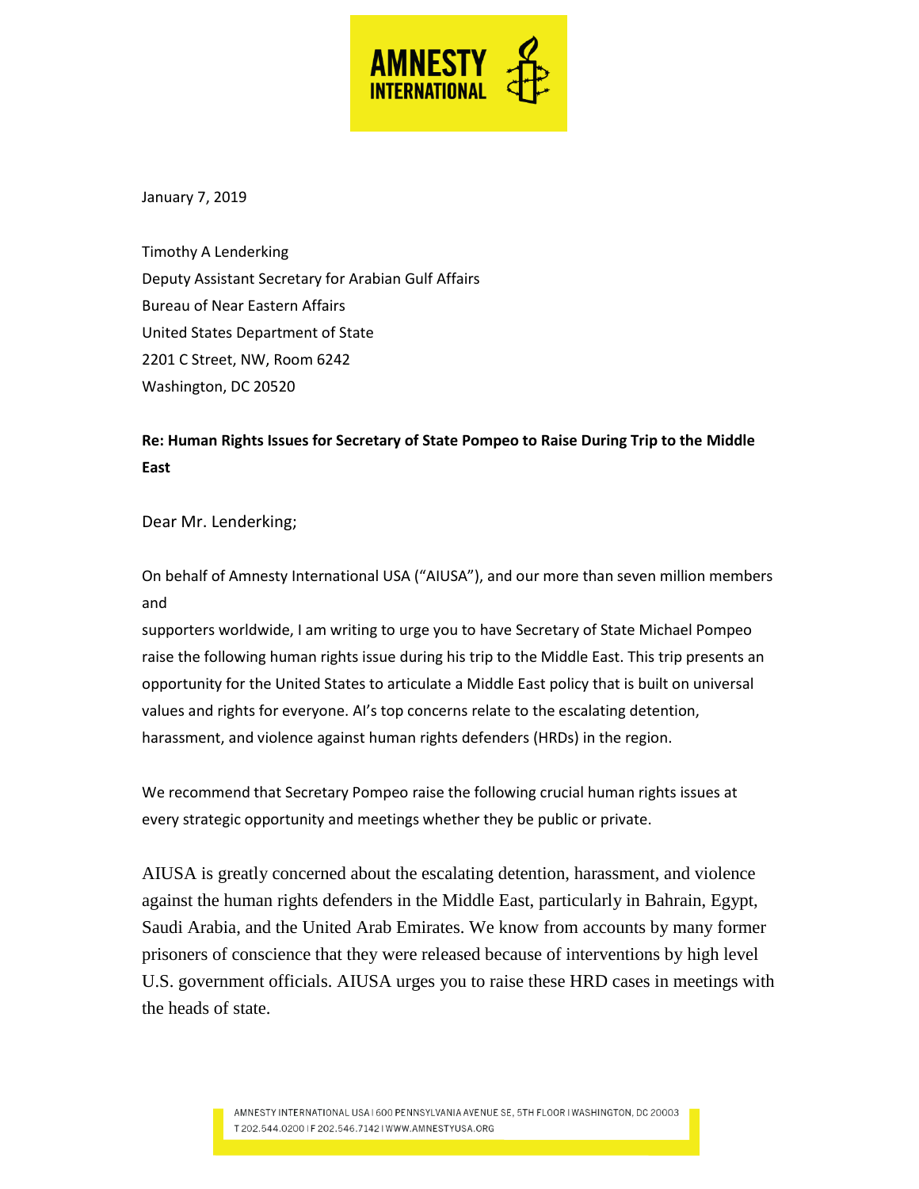January 7, 2019

Timothy A Lenderking
Deputy Assistant Secretary for Arabian Gulf Affairs
Bureau of Near Eastern Affairs
United States Department of State
2201 C Street, NW, Room 6242
Washington, DC 20520

**Re: Human Rights Issues for Secretary of State Pompeo to Raise During Trip to the Middle East**

Dear Mr. Lenderking;

On behalf of Amnesty International USA ("AIUSA"), and our more than seven million members and supporters worldwide, I am writing to urge you to have Secretary of State Michael Pompeo raise the following human rights issue during his trip to the Middle East. This trip presents an opportunity for the United States to articulate a Middle East policy that is built on universal values and rights for everyone. AI's top concerns relate to the escalating detention, harassment, and violence against human rights defenders (HRDs) in the region.

We recommend that Secretary Pompeo raise the following crucial human rights issues at every strategic opportunity and meetings whether they be public or private.

AIUSA is greatly concerned about the escalating detention, harassment, and violence against the human rights defenders in the Middle East, particularly in Bahrain, Egypt, Saudi Arabia, and the United Arab Emirates. We know from accounts by many former prisoners of conscience that they were released because of interventions by high level U.S. government officials. AIUSA urges you to raise these HRD cases in meetings with the heads of state.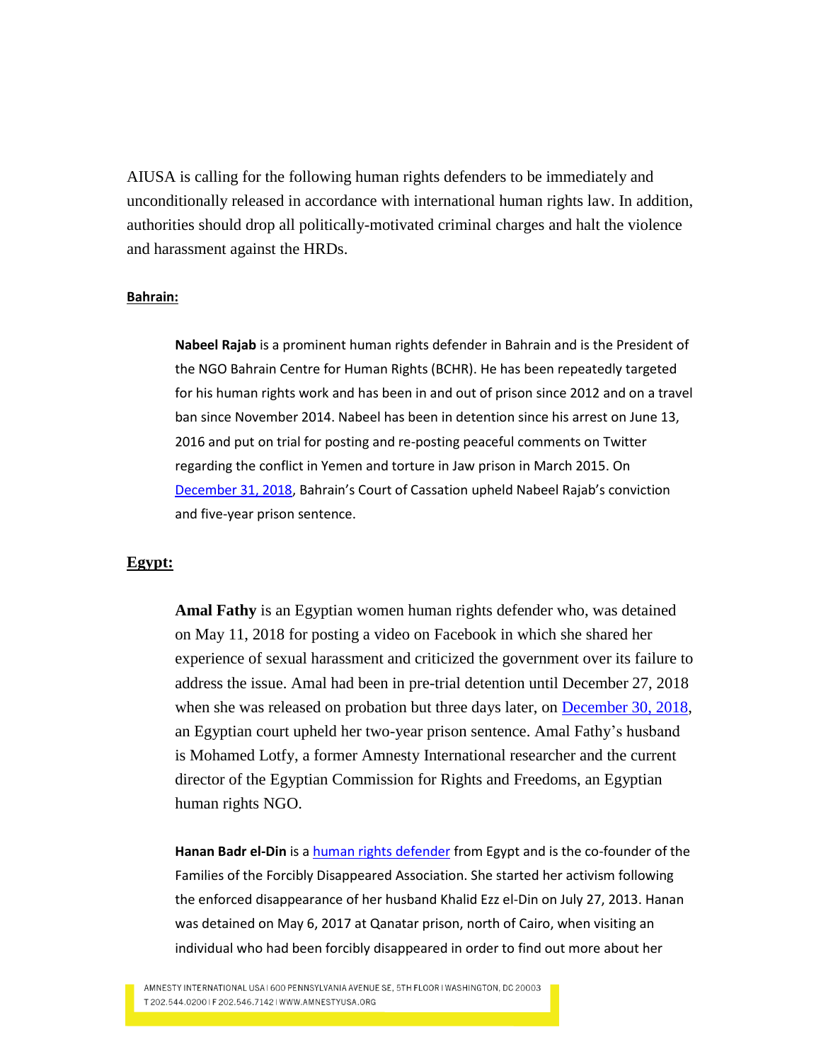AIUSA is calling for the following human rights defenders to be immediately and unconditionally released in accordance with international human rights law. In addition, authorities should drop all politically-motivated criminal charges and halt the violence and harassment against the HRDs.

**Bahrain:**

**Nabeel Rajab** is a prominent human rights defender in Bahrain and is the President of the NGO Bahrain Centre for Human Rights (BCHR). He has been repeatedly targeted for his human rights work and has been in and out of prison since 2012 and on a travel ban since November 2014. Nabeel has been in detention since his arrest on June 13, 2016 and put on trial for posting and re-posting peaceful comments on Twitter regarding the conflict in Yemen and torture in Jaw prison in March 2015. On December 31, 2018, Bahrain's Court of Cassation upheld Nabeel Rajab's conviction and five-year prison sentence.

## Egypt:

**Amal Fathy** is an Egyptian women human rights defender who, was detained on May 11, 2018 for posting a video on Facebook in which she shared her experience of sexual harassment and criticized the government over its failure to address the issue. Amal had been in pre-trial detention until December 27, 2018 when she was released on probation but three days later, on December 30, 2018, an Egyptian court upheld her two-year prison sentence. Amal Fathy's husband is Mohamed Lotfy, a former Amnesty International researcher and the current director of the Egyptian Commission for Rights and Freedoms, an Egyptian human rights NGO.

**Hanan Badr el-Din** is a human rights defender from Egypt and is the co-founder of the Families of the Forcibly Disappeared Association. She started her activism following the enforced disappearance of her husband Khalid Ezz el-Din on July 27, 2013. Hanan was detained on May 6, 2017 at Qanatar prison, north of Cairo, when visiting an individual who had been forcibly disappeared in order to find out more about her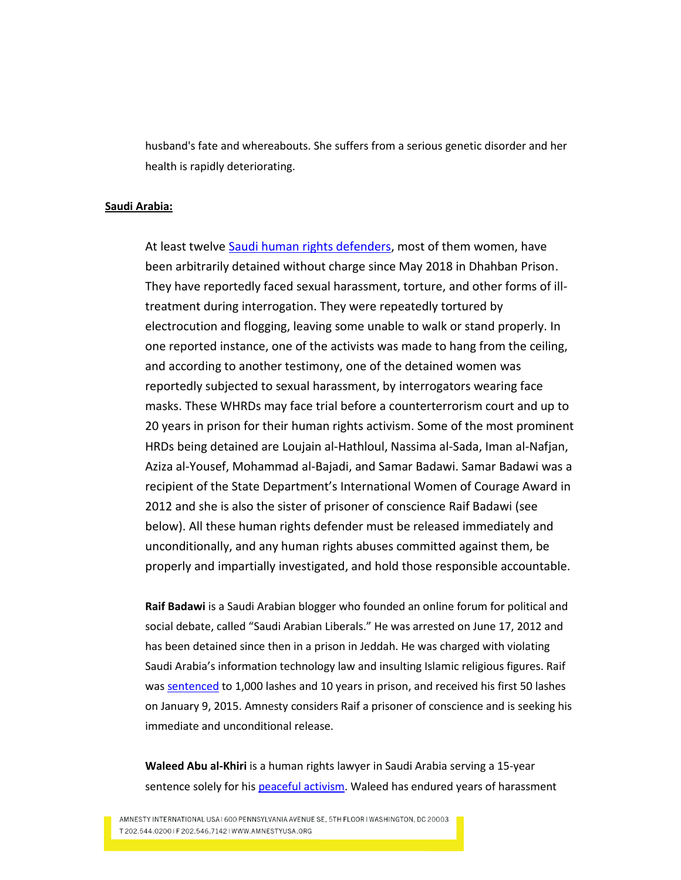husband's fate and whereabouts. She suffers from a serious genetic disorder and her health is rapidly deteriorating.

**Saudi Arabia:**

At least twelve Saudi human rights defenders, most of them women, have been arbitrarily detained without charge since May 2018 in Dhahban Prison. They have reportedly faced sexual harassment, torture, and other forms of ill-treatment during interrogation. They were repeatedly tortured by electrocution and flogging, leaving some unable to walk or stand properly. In one reported instance, one of the activists was made to hang from the ceiling, and according to another testimony, one of the detained women was reportedly subjected to sexual harassment, by interrogators wearing face masks. These WHRDs may face trial before a counterterrorism court and up to 20 years in prison for their human rights activism. Some of the most prominent HRDs being detained are Loujain al-Hathloul, Nassima al-Sada, Iman al-Nafjan, Aziza al-Yousef, Mohammad al-Bajadi, and Samar Badawi. Samar Badawi was a recipient of the State Department's International Women of Courage Award in 2012 and she is also the sister of prisoner of conscience Raif Badawi (see below). All these human rights defender must be released immediately and unconditionally, and any human rights abuses committed against them, be properly and impartially investigated, and hold those responsible accountable.

**Raif Badawi** is a Saudi Arabian blogger who founded an online forum for political and social debate, called "Saudi Arabian Liberals." He was arrested on June 17, 2012 and has been detained since then in a prison in Jeddah. He was charged with violating Saudi Arabia's information technology law and insulting Islamic religious figures. Raif was sentenced to 1,000 lashes and 10 years in prison, and received his first 50 lashes on January 9, 2015. Amnesty considers Raif a prisoner of conscience and is seeking his immediate and unconditional release.

**Waleed Abu al-Khiri** is a human rights lawyer in Saudi Arabia serving a 15-year sentence solely for his peaceful activism. Waleed has endured years of harassment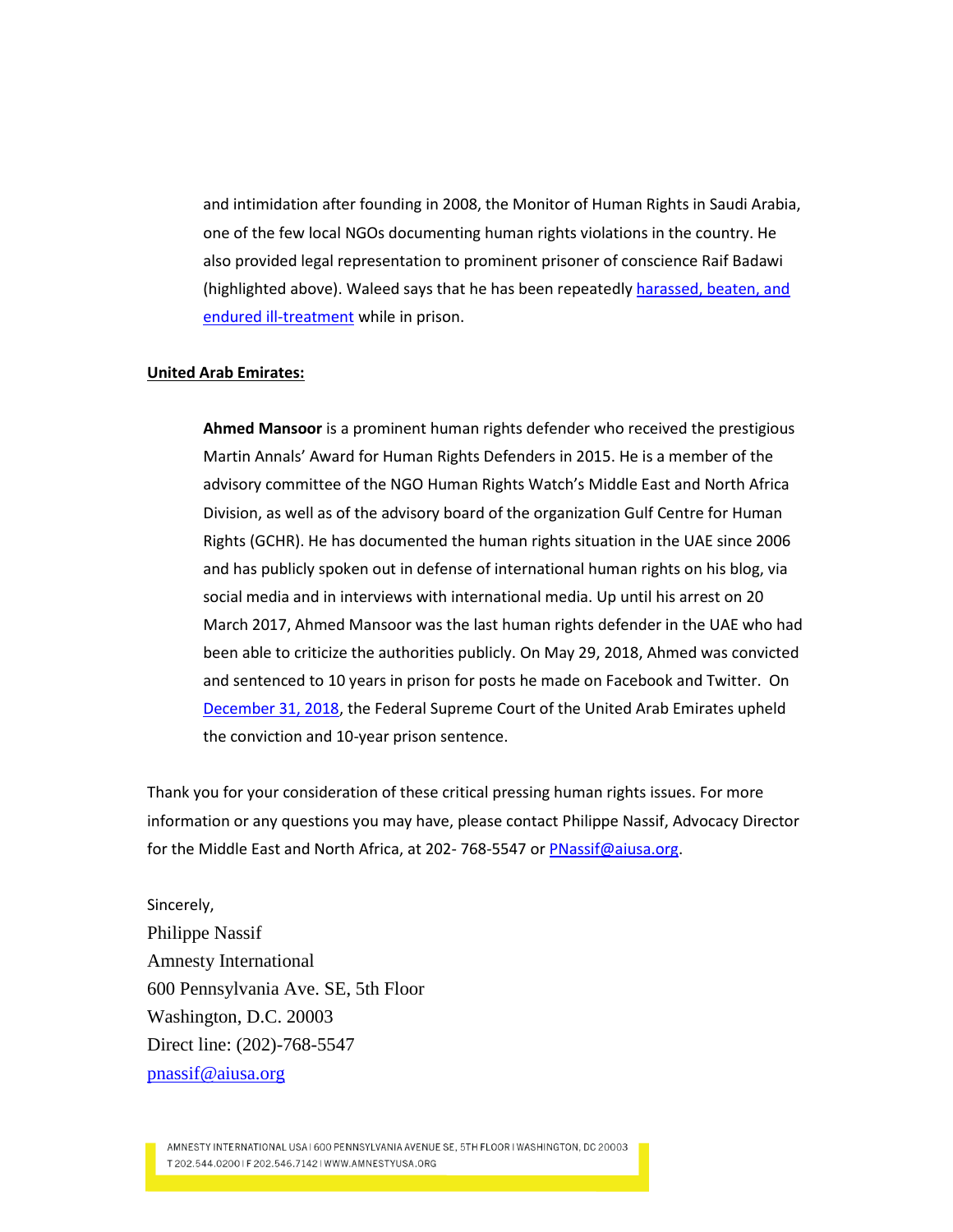and intimidation after founding in 2008, the Monitor of Human Rights in Saudi Arabia, one of the few local NGOs documenting human rights violations in the country. He also provided legal representation to prominent prisoner of conscience Raif Badawi (highlighted above). Waleed says that he has been repeatedly harassed, beaten, and endured ill-treatment while in prison.

**United Arab Emirates:**

**Ahmed Mansoor** is a prominent human rights defender who received the prestigious Martin Annals' Award for Human Rights Defenders in 2015. He is a member of the advisory committee of the NGO Human Rights Watch's Middle East and North Africa Division, as well as of the advisory board of the organization Gulf Centre for Human Rights (GCHR). He has documented the human rights situation in the UAE since 2006 and has publicly spoken out in defense of international human rights on his blog, via social media and in interviews with international media. Up until his arrest on 20 March 2017, Ahmed Mansoor was the last human rights defender in the UAE who had been able to criticize the authorities publicly. On May 29, 2018, Ahmed was convicted and sentenced to 10 years in prison for posts he made on Facebook and Twitter. On December 31, 2018, the Federal Supreme Court of the United Arab Emirates upheld the conviction and 10-year prison sentence.

Thank you for your consideration of these critical pressing human rights issues. For more information or any questions you may have, please contact Philippe Nassif, Advocacy Director for the Middle East and North Africa, at 202- 768-5547 or PNassif@aiusa.org.

Sincerely,
Philippe Nassif
Amnesty International
600 Pennsylvania Ave. SE, 5th Floor
Washington, D.C. 20003
Direct line: (202)-768-5547
pnassif@aiusa.org